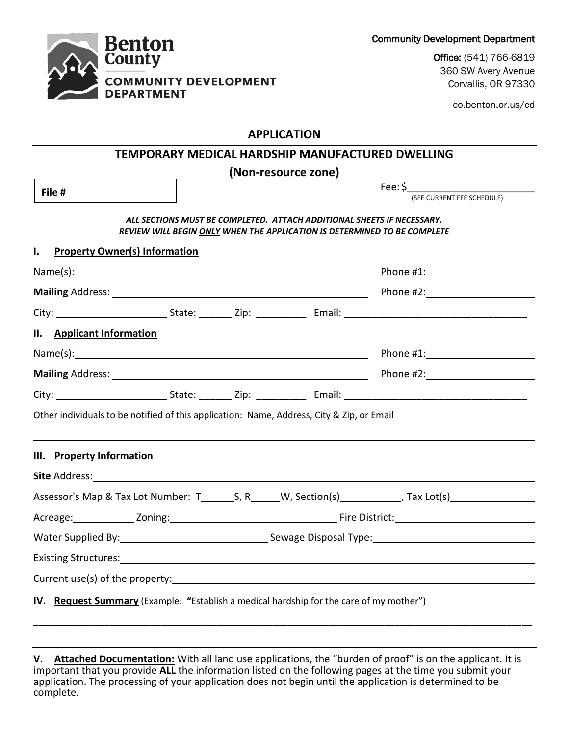Benton County
COMMUNITY DEVELOPMENT DEPARTMENT

Community Development Department

**Office:** (541) 766-6819
360 SW Avery Avenue
Corvallis, OR 97330

co.benton.or.us/cd

## APPLICATION

## TEMPORARY MEDICAL HARDSHIP MANUFACTURED DWELLING

## (Non-resource zone)

**File #**

Fee: $________________________
(SEE CURRENT FEE SCHEDULE)

***ALL SECTIONS MUST BE COMPLETED. ATTACH ADDITIONAL SHEETS IF NECESSARY.***
***REVIEW WILL BEGIN ONLY WHEN THE APPLICATION IS DETERMINED TO BE COMPLETE***

### I. Property Owner(s) Information

Name(s): ____________________ Phone #1: ____________________

**Mailing** Address: ____________________ Phone #2: ____________________

City: ____________________ State: ______ Zip: _________ Email: ____________________

### II. Applicant Information

Name(s): ____________________ Phone #1: ____________________

**Mailing** Address: ____________________ Phone #2: ____________________

City: ____________________ State: ______ Zip: _________ Email: ____________________

Other individuals to be notified of this application: Name, Address, City & Zip, or Email

____________________

### III. Property Information

**Site** Address: ____________________

Assessor's Map & Tax Lot Number: T______S, R_____W, Section(s)___________, Tax Lot(s)_______________

Acreage: ___________ Zoning: ____________________ Fire District: ____________________

Water Supplied By: ____________________ Sewage Disposal Type: ____________________

Existing Structures: ____________________

Current use(s) of the property: ____________________

### IV. Request Summary (Example: "Establish a medical hardship for the care of my mother")

____________________

**V. Attached Documentation:** With all land use applications, the "burden of proof" is on the applicant. It is important that you provide **ALL** the information listed on the following pages at the time you submit your application. The processing of your application does not begin until the application is determined to be complete.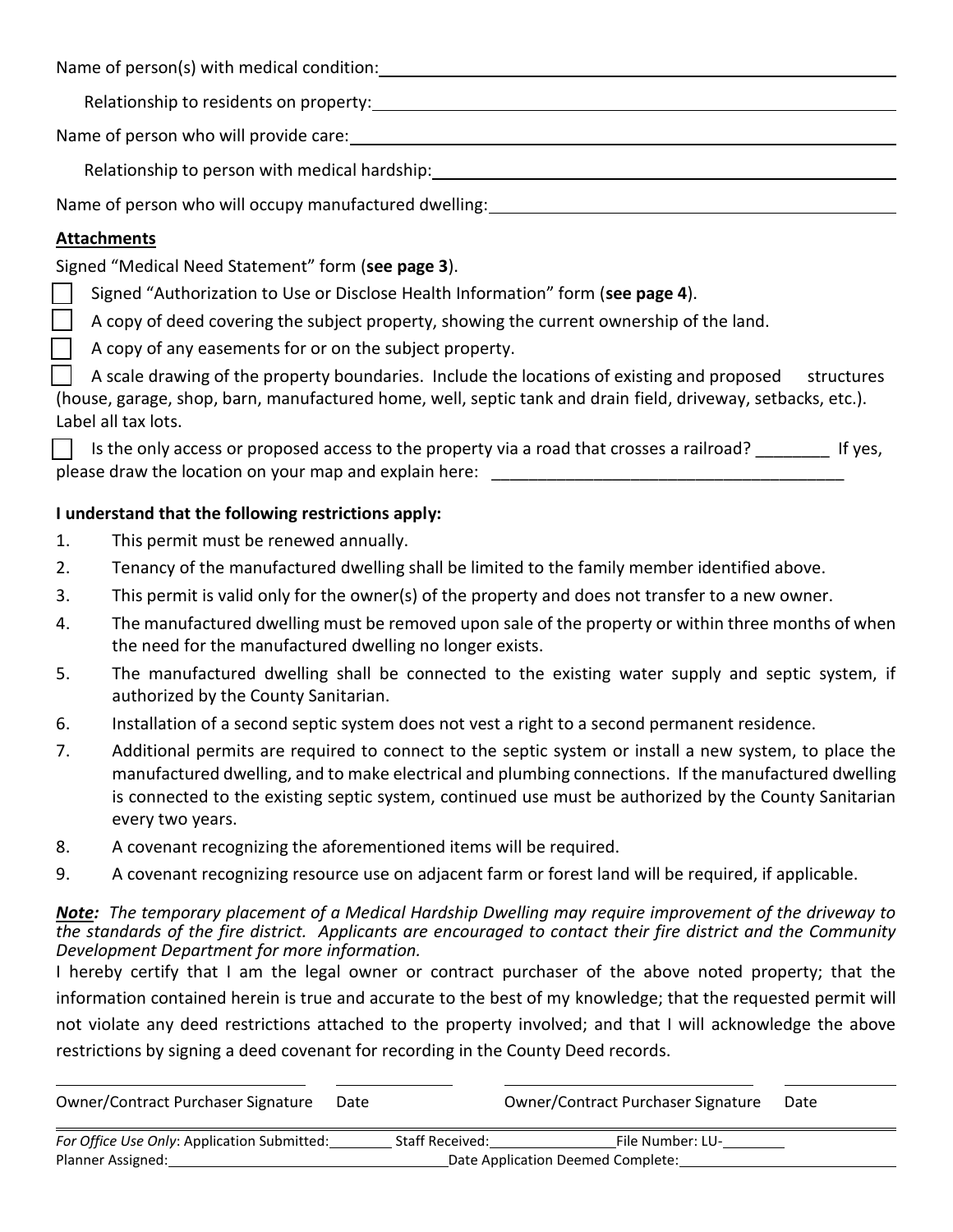Name of person(s) with medical condition: ______________________________

Relationship to residents on property: ______________________________

Name of person who will provide care: ______________________________

Relationship to person with medical hardship: ______________________________

Name of person who will occupy manufactured dwelling: ______________________________

**Attachments**

Signed "Medical Need Statement" form (**see page 3**).

☐ Signed "Authorization to Use or Disclose Health Information" form (**see page 4**).

☐ A copy of deed covering the subject property, showing the current ownership of the land.

☐ A copy of any easements for or on the subject property.

☐ A scale drawing of the property boundaries. Include the locations of existing and proposed structures (house, garage, shop, barn, manufactured home, well, septic tank and drain field, driveway, setbacks, etc.). Label all tax lots.

☐ Is the only access or proposed access to the property via a road that crosses a railroad? ________ If yes, please draw the location on your map and explain here: ______________________________________

**I understand that the following restrictions apply:**

1. This permit must be renewed annually.
2. Tenancy of the manufactured dwelling shall be limited to the family member identified above.
3. This permit is valid only for the owner(s) of the property and does not transfer to a new owner.
4. The manufactured dwelling must be removed upon sale of the property or within three months of when the need for the manufactured dwelling no longer exists.
5. The manufactured dwelling shall be connected to the existing water supply and septic system, if authorized by the County Sanitarian.
6. Installation of a second septic system does not vest a right to a second permanent residence.
7. Additional permits are required to connect to the septic system or install a new system, to place the manufactured dwelling, and to make electrical and plumbing connections. If the manufactured dwelling is connected to the existing septic system, continued use must be authorized by the County Sanitarian every two years.
8. A covenant recognizing the aforementioned items will be required.
9. A covenant recognizing resource use on adjacent farm or forest land will be required, if applicable.

***Note:*** *The temporary placement of a Medical Hardship Dwelling may require improvement of the driveway to the standards of the fire district. Applicants are encouraged to contact their fire district and the Community Development Department for more information.*

I hereby certify that I am the legal owner or contract purchaser of the above noted property; that the information contained herein is true and accurate to the best of my knowledge; that the requested permit will not violate any deed restrictions attached to the property involved; and that I will acknowledge the above restrictions by signing a deed covenant for recording in the County Deed records.

______________________________ ____________ ______________________________ ____________

Owner/Contract Purchaser Signature Date Owner/Contract Purchaser Signature Date

*For Office Use Only*: Application Submitted: ________ Staff Received: ________________ File Number: LU-________

Planner Assigned: ______________________________ Date Application Deemed Complete: ______________________________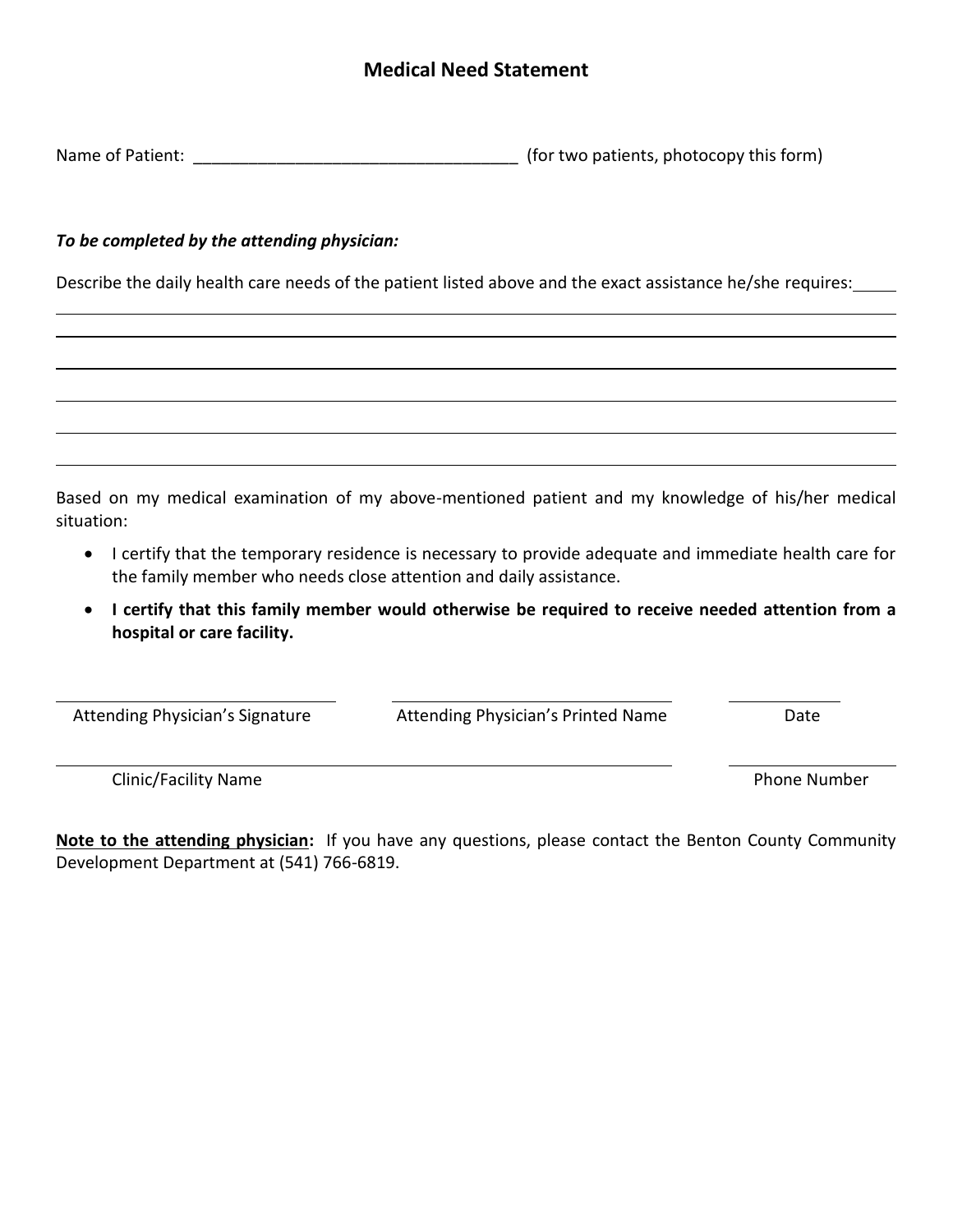# Medical Need Statement

Name of Patient: ___________________________________ (for two patients, photocopy this form)

***To be completed by the attending physician:***

Describe the daily health care needs of the patient listed above and the exact assistance he/she requires: _____

_______________________________________________________________________________

_______________________________________________________________________________

_______________________________________________________________________________

_______________________________________________________________________________

_______________________________________________________________________________

_______________________________________________________________________________

Based on my medical examination of my above-mentioned patient and my knowledge of his/her medical situation:

- I certify that the temporary residence is necessary to provide adequate and immediate health care for the family member who needs close attention and daily assistance.
- **I certify that this family member would otherwise be required to receive needed attention from a hospital or care facility.**

| ______________________ | ______________________ | __________ |
|---|---|---|
| Attending Physician's Signature | Attending Physician's Printed Name | Date |

| ______________________________________ | __________ |
|---|---|
| Clinic/Facility Name | Phone Number |

**Note to the attending physician:** If you have any questions, please contact the Benton County Community Development Department at (541) 766-6819.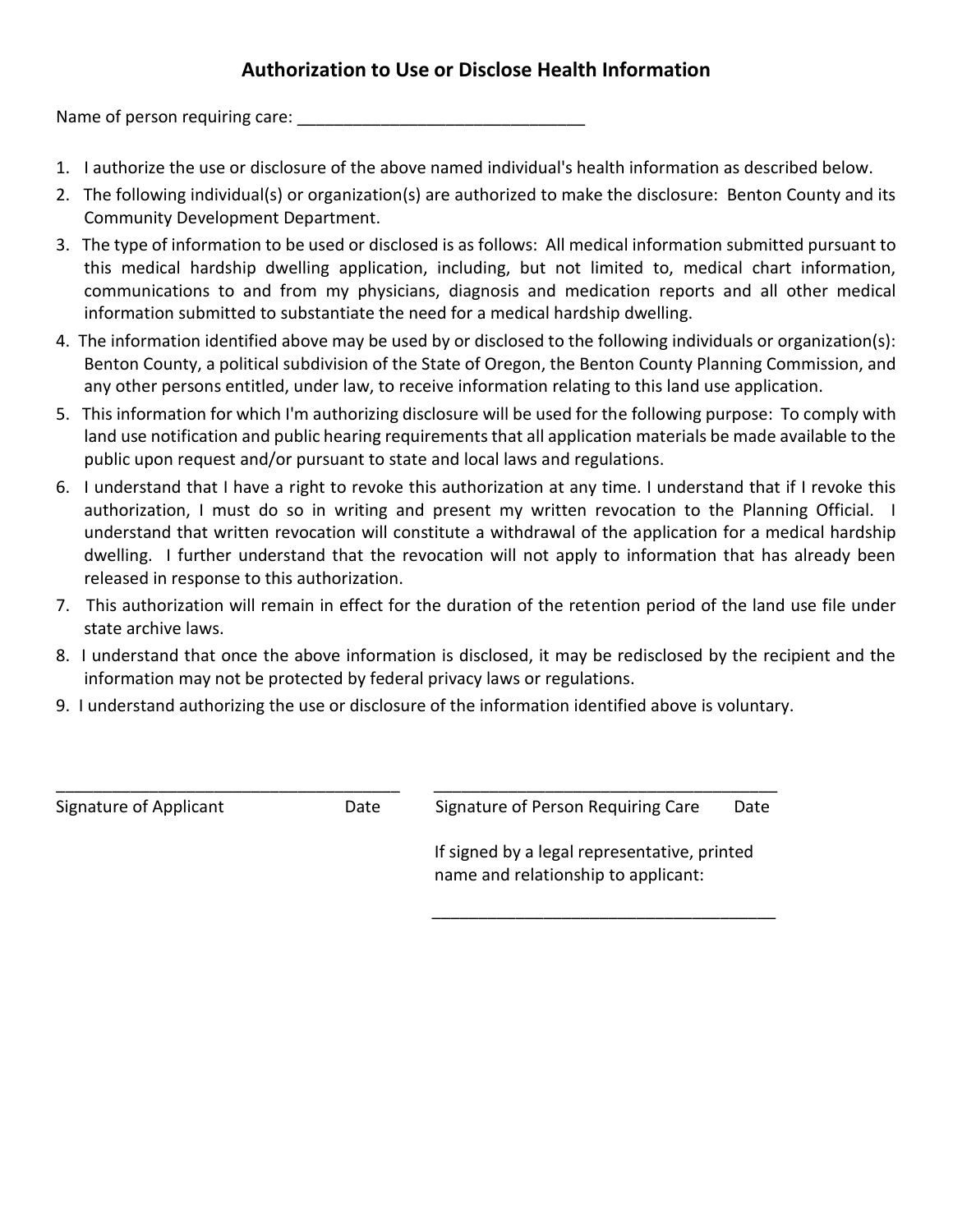# Authorization to Use or Disclose Health Information

Name of person requiring care: _______________________________

1. I authorize the use or disclosure of the above named individual's health information as described below.
2. The following individual(s) or organization(s) are authorized to make the disclosure: Benton County and its Community Development Department.
3. The type of information to be used or disclosed is as follows: All medical information submitted pursuant to this medical hardship dwelling application, including, but not limited to, medical chart information, communications to and from my physicians, diagnosis and medication reports and all other medical information submitted to substantiate the need for a medical hardship dwelling.
4. The information identified above may be used by or disclosed to the following individuals or organization(s): Benton County, a political subdivision of the State of Oregon, the Benton County Planning Commission, and any other persons entitled, under law, to receive information relating to this land use application.
5. This information for which I'm authorizing disclosure will be used for the following purpose: To comply with land use notification and public hearing requirements that all application materials be made available to the public upon request and/or pursuant to state and local laws and regulations.
6. I understand that I have a right to revoke this authorization at any time. I understand that if I revoke this authorization, I must do so in writing and present my written revocation to the Planning Official. I understand that written revocation will constitute a withdrawal of the application for a medical hardship dwelling. I further understand that the revocation will not apply to information that has already been released in response to this authorization.
7. This authorization will remain in effect for the duration of the retention period of the land use file under state archive laws.
8. I understand that once the above information is disclosed, it may be redisclosed by the recipient and the information may not be protected by federal privacy laws or regulations.
9. I understand authorizing the use or disclosure of the information identified above is voluntary.

_____________________________________
Signature of Applicant Date

_____________________________________
Signature of Person Requiring Care Date

If signed by a legal representative, printed name and relationship to applicant:

_____________________________________